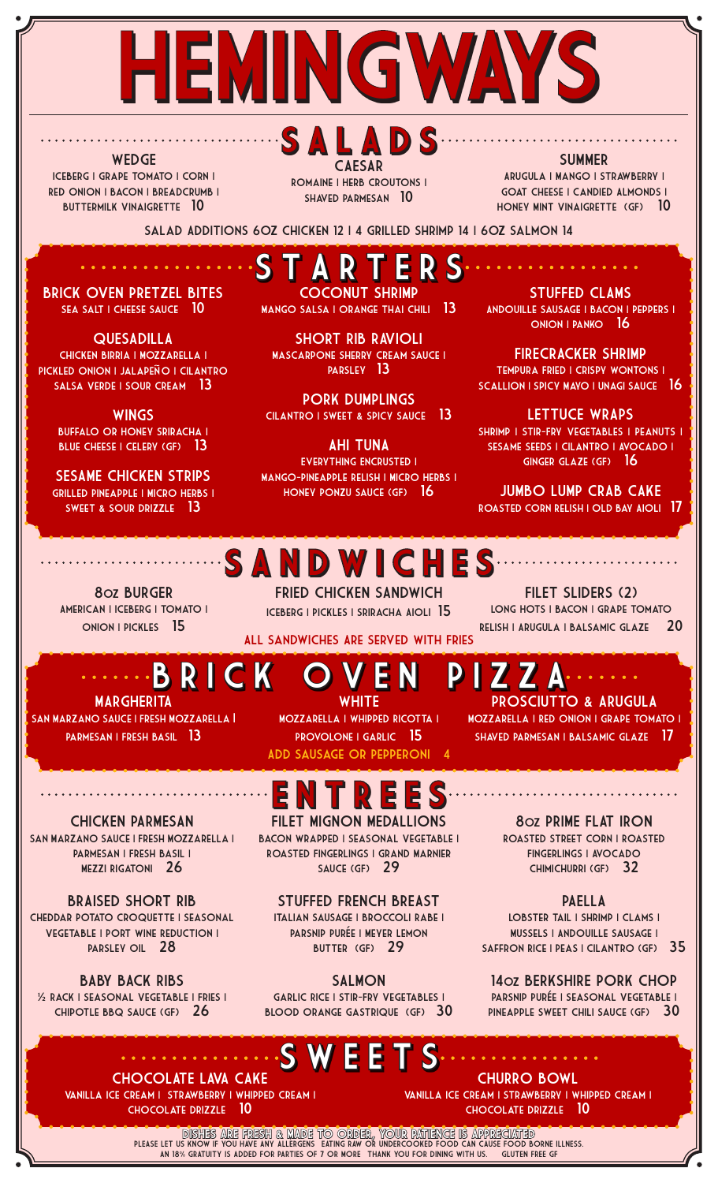# HEMINGWAYS

## SALADS

### WEDGE
ICEBERG | GRAPE TOMATO | CORN | RED ONION | BACON | BREADCRUMB | BUTTERMILK VINAIGRETTE 10

### CAESAR
ROMAINE | HERB CROUTONS | SHAVED PARMESAN 10

### SUMMER
ARUGULA | MANGO | STRAWBERRY | GOAT CHEESE | CANDIED ALMONDS | HONEY MINT VINAIGRETTE (GF) 10

SALAD ADDITIONS 6OZ CHICKEN 12 | 4 GRILLED SHRIMP 14 | 6OZ SALMON 14

## STARTERS

### BRICK OVEN PRETZEL BITES
SEA SALT | CHEESE SAUCE 10

### QUESADILLA
CHICKEN BIRRIA | MOZZARELLA | PICKLED ONION | JALAPEÑO | CILANTRO SALSA VERDE | SOUR CREAM 13

### WINGS
BUFFALO OR HONEY SRIRACHA | BLUE CHEESE | CELERY (GF) 13

### SESAME CHICKEN STRIPS
GRILLED PINEAPPLE | MICRO HERBS | SWEET & SOUR DRIZZLE 13

### COCONUT SHRIMP
MANGO SALSA | ORANGE THAI CHILI 13

### SHORT RIB RAVIOLI
MASCARPONE SHERRY CREAM SAUCE | PARSLEY 13

### PORK DUMPLINGS
CILANTRO | SWEET & SPICY SAUCE 13

### AHI TUNA
EVERYTHING ENCRUSTED | MANGO-PINEAPPLE RELISH | MICRO HERBS | HONEY PONZU SAUCE (GF) 16

### STUFFED CLAMS
ANDOUILLE SAUSAGE | BACON | PEPPERS | ONION | PANKO 16

### FIRECRACKER SHRIMP
TEMPURA FRIED | CRISPY WONTONS | SCALLION | SPICY MAYO | UNAGI SAUCE 16

### LETTUCE WRAPS
SHRIMP | STIR-FRY VEGETABLES | PEANUTS | SESAME SEEDS | CILANTRO | AVOCADO | GINGER GLAZE (GF) 16

### JUMBO LUMP CRAB CAKE
ROASTED CORN RELISH | OLD BAY AIOLI 17

## SANDWICHES

### 8OZ BURGER
AMERICAN | ICEBERG | TOMATO | ONION | PICKLES 15

### FRIED CHICKEN SANDWICH
ICEBERG | PICKLES | SRIRACHA AIOLI 15

### FILET SLIDERS (2)
LONG HOTS | BACON | GRAPE TOMATO RELISH | ARUGULA | BALSAMIC GLAZE 20

ALL SANDWICHES ARE SERVED WITH FRIES

## BRICK OVEN PIZZA

### MARGHERITA
SAN MARZANO SAUCE | FRESH MOZZARELLA | PARMESAN | FRESH BASIL 13

### WHITE
MOZZARELLA | WHIPPED RICOTTA | PROVOLONE | GARLIC 15

### PROSCIUTTO & ARUGULA
MOZZARELLA | RED ONION | GRAPE TOMATO | SHAVED PARMESAN | BALSAMIC GLAZE 17

ADD SAUSAGE OR PEPPERONI 4

## ENTREES

### CHICKEN PARMESAN
SAN MARZANO SAUCE | FRESH MOZZARELLA | PARMESAN | FRESH BASIL | MEZZI RIGATONI 26

### BRAISED SHORT RIB
CHEDDAR POTATO CROQUETTE | SEASONAL VEGETABLE | PORT WINE REDUCTION | PARSLEY OIL 28

### BABY BACK RIBS
½ RACK | SEASONAL VEGETABLE | FRIES | CHIPOTLE BBQ SAUCE (GF) 26

### FILET MIGNON MEDALLIONS
BACON WRAPPED | SEASONAL VEGETABLE | ROASTED FINGERLINGS | GRAND MARNIER SAUCE (GF) 29

### STUFFED FRENCH BREAST
ITALIAN SAUSAGE | BROCCOLI RABE | PARSNIP PURÉE | MEYER LEMON BUTTER (GF) 29

### SALMON
GARLIC RICE | STIR-FRY VEGETABLES | BLOOD ORANGE GASTRIQUE (GF) 30

### 8OZ PRIME FLAT IRON
ROASTED STREET CORN | ROASTED FINGERLINGS | AVOCADO CHIMICHURRI (GF) 32

### PAELLA
LOBSTER TAIL | SHRIMP | CLAMS | MUSSELS | ANDOUILLE SAUSAGE | SAFFRON RICE | PEAS | CILANTRO (GF) 35

### 14OZ BERKSHIRE PORK CHOP
PARSNIP PURÉE | SEASONAL VEGETABLE | PINEAPPLE SWEET CHILI SAUCE (GF) 30

## SWEETS

### CHOCOLATE LAVA CAKE
VANILLA ICE CREAM | STRAWBERRY | WHIPPED CREAM | CHOCOLATE DRIZZLE 10

### CHURRO BOWL
VANILLA ICE CREAM | STRAWBERRY | WHIPPED CREAM | CHOCOLATE DRIZZLE 10

DISHES ARE FRESH & MADE TO ORDER, YOUR PATIENCE IS APPRECIATED

PLEASE LET US KNOW IF YOU HAVE ANY ALLERGENS. EATING RAW OR UNDERCOOKED FOOD CAN CAUSE FOOD BORNE ILLNESS. AN 18% GRATUITY IS ADDED FOR PARTIES OF 7 OR MORE. THANK YOU FOR DINING WITH US. GLUTEN FREE GF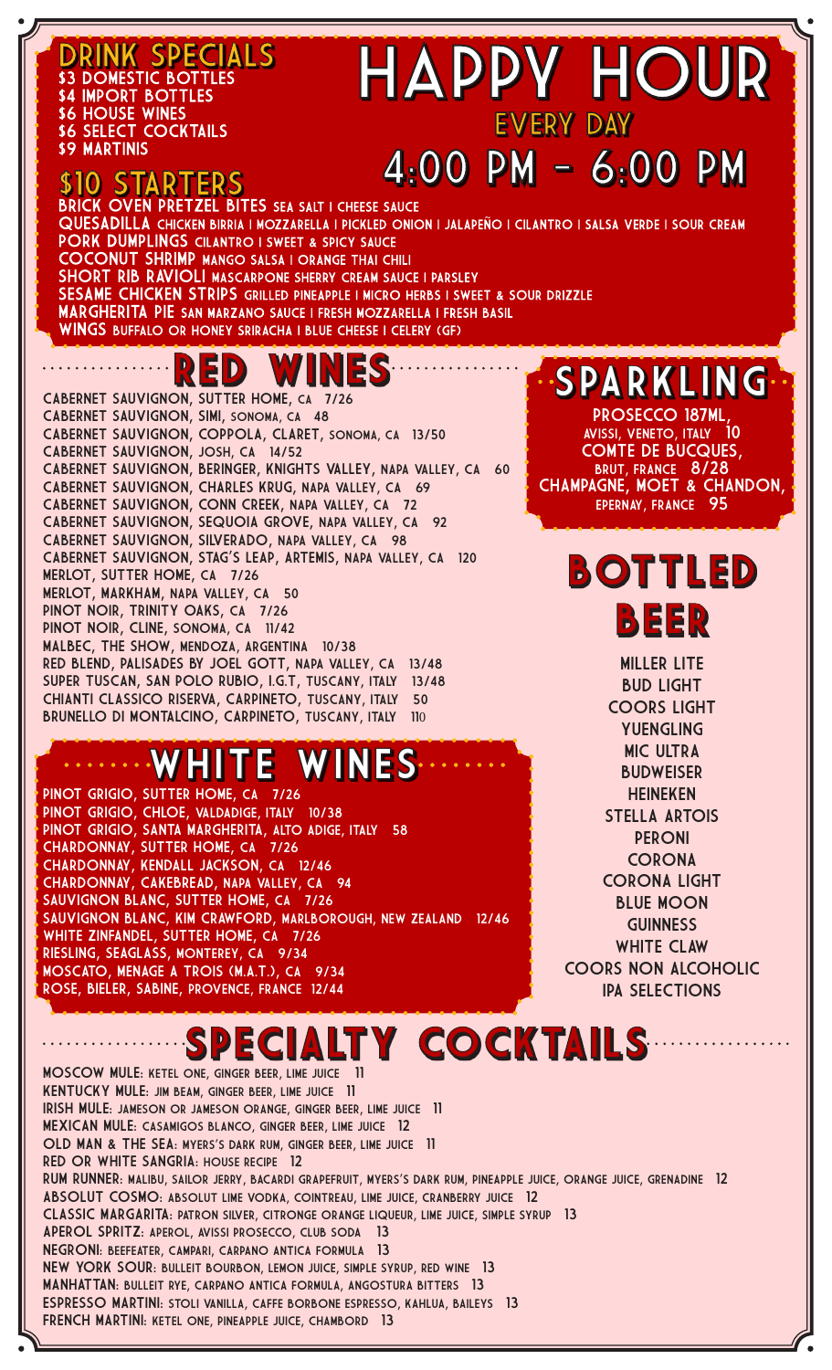# HAPPY HOUR

## EVERY DAY

## 4:00 PM - 6:00 PM

## DRINK SPECIALS

- $3 DOMESTIC BOTTLES
- $4 IMPORT BOTTLES
- $6 HOUSE WINES
- $6 SELECT COCKTAILS
- $9 MARTINIS

## $10 STARTERS

**BRICK OVEN PRETZEL BITES** SEA SALT | CHEESE SAUCE
**QUESADILLA** CHICKEN BIRRIA | MOZZARELLA | PICKLED ONION | JALAPEÑO | CILANTRO | SALSA VERDE | SOUR CREAM
**PORK DUMPLINGS** CILANTRO | SWEET & SPICY SAUCE
**COCONUT SHRIMP** MANGO SALSA | ORANGE THAI CHILI
**SHORT RIB RAVIOLI** MASCARPONE SHERRY CREAM SAUCE | PARSLEY
**SESAME CHICKEN STRIPS** GRILLED PINEAPPLE | MICRO HERBS | SWEET & SOUR DRIZZLE
**MARGHERITA PIE** SAN MARZANO SAUCE | FRESH MOZZARELLA | FRESH BASIL
**WINGS** BUFFALO OR HONEY SRIRACHA | BLUE CHEESE | CELERY (GF)

## RED WINES

CABERNET SAUVIGNON, SUTTER HOME, CA 7/26
CABERNET SAUVIGNON, SIMI, SONOMA, CA 48
CABERNET SAUVIGNON, COPPOLA, CLARET, SONOMA, CA 13/50
CABERNET SAUVIGNON, JOSH, CA 14/52
CABERNET SAUVIGNON, BERINGER, KNIGHTS VALLEY, NAPA VALLEY, CA 60
CABERNET SAUVIGNON, CHARLES KRUG, NAPA VALLEY, CA 69
CABERNET SAUVIGNON, CONN CREEK, NAPA VALLEY, CA 72
CABERNET SAUVIGNON, SEQUOIA GROVE, NAPA VALLEY, CA 92
CABERNET SAUVIGNON, SILVERADO, NAPA VALLEY, CA 98
CABERNET SAUVIGNON, STAG'S LEAP, ARTEMIS, NAPA VALLEY, CA 120
MERLOT, SUTTER HOME, CA 7/26
MERLOT, MARKHAM, NAPA VALLEY, CA 50
PINOT NOIR, TRINITY OAKS, CA 7/26
PINOT NOIR, CLINE, SONOMA, CA 11/42
MALBEC, THE SHOW, MENDOZA, ARGENTINA 10/38
RED BLEND, PALISADES BY JOEL GOTT, NAPA VALLEY, CA 13/48
SUPER TUSCAN, SAN POLO RUBIO, I.G.T, TUSCANY, ITALY 13/48
CHIANTI CLASSICO RISERVA, CARPINETO, TUSCANY, ITALY 50
BRUNELLO DI MONTALCINO, CARPINETO, TUSCANY, ITALY 110

## SPARKLING

PROSECCO 187ML, AVISSI, VENETO, ITALY 10
COMTE DE BUCQUES, BRUT, FRANCE 8/28
CHAMPAGNE, MOET & CHANDON, EPERNAY, FRANCE 95

## BOTTLED BEER

MILLER LITE
BUD LIGHT
COORS LIGHT
YUENGLING
MIC ULTRA
BUDWEISER
HEINEKEN
STELLA ARTOIS
PERONI
CORONA
CORONA LIGHT
BLUE MOON
GUINNESS
WHITE CLAW
COORS NON ALCOHOLIC
IPA SELECTIONS

## WHITE WINES

PINOT GRIGIO, SUTTER HOME, CA 7/26
PINOT GRIGIO, CHLOE, VALDADIGE, ITALY 10/38
PINOT GRIGIO, SANTA MARGHERITA, ALTO ADIGE, ITALY 58
CHARDONNAY, SUTTER HOME, CA 7/26
CHARDONNAY, KENDALL JACKSON, CA 12/46
CHARDONNAY, CAKEBREAD, NAPA VALLEY, CA 94
SAUVIGNON BLANC, SUTTER HOME, CA 7/26
SAUVIGNON BLANC, KIM CRAWFORD, MARLBOROUGH, NEW ZEALAND 12/46
WHITE ZINFANDEL, SUTTER HOME, CA 7/26
RIESLING, SEAGLASS, MONTEREY, CA 9/34
MOSCATO, MENAGE A TROIS (M.A.T.), CA 9/34
ROSE, BIELER, SABINE, PROVENCE, FRANCE 12/44

## SPECIALTY COCKTAILS

**MOSCOW MULE:** KETEL ONE, GINGER BEER, LIME JUICE 11
**KENTUCKY MULE:** JIM BEAM, GINGER BEER, LIME JUICE 11
**IRISH MULE:** JAMESON OR JAMESON ORANGE, GINGER BEER, LIME JUICE 11
**MEXICAN MULE:** CASAMIGOS BLANCO, GINGER BEER, LIME JUICE 12
**OLD MAN & THE SEA:** MYERS'S DARK RUM, GINGER BEER, LIME JUICE 11
**RED OR WHITE SANGRIA:** HOUSE RECIPE 12
**RUM RUNNER:** MALIBU, SAILOR JERRY, BACARDI GRAPEFRUIT, MYERS'S DARK RUM, PINEAPPLE JUICE, ORANGE JUICE, GRENADINE 12
**ABSOLUT COSMO:** ABSOLUT LIME VODKA, COINTREAU, LIME JUICE, CRANBERRY JUICE 12
**CLASSIC MARGARITA:** PATRON SILVER, CITRONGE ORANGE LIQUEUR, LIME JUICE, SIMPLE SYRUP 13
**APEROL SPRITZ:** APEROL, AVISSI PROSECCO, CLUB SODA 13
**NEGRONI:** BEEFEATER, CAMPARI, CARPANO ANTICA FORMULA 13
**NEW YORK SOUR:** BULLEIT BOURBON, LEMON JUICE, SIMPLE SYRUP, RED WINE 13
**MANHATTAN:** BULLEIT RYE, CARPANO ANTICA FORMULA, ANGOSTURA BITTERS 13
**ESPRESSO MARTINI:** STOLI VANILLA, CAFFE BORBONE ESPRESSO, KAHLUA, BAILEYS 13
**FRENCH MARTINI:** KETEL ONE, PINEAPPLE JUICE, CHAMBORD 13